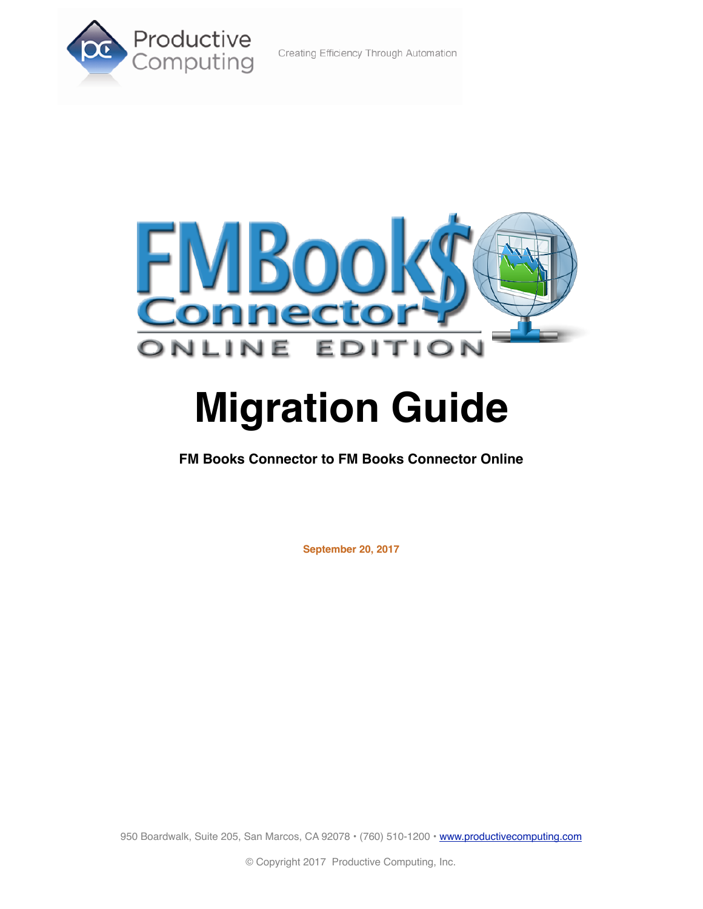Productive Computing

Creating Efficiency Through Automation

FMBooks Connector

ONLINE EDITION

# Migration Guide

**FM Books Connector to FM Books Connector Online**

**September 20, 2017**

950 Boardwalk, Suite 205, San Marcos, CA 92078 • (760) 510-1200 • www.productivecomputing.com

© Copyright 2017 Productive Computing, Inc.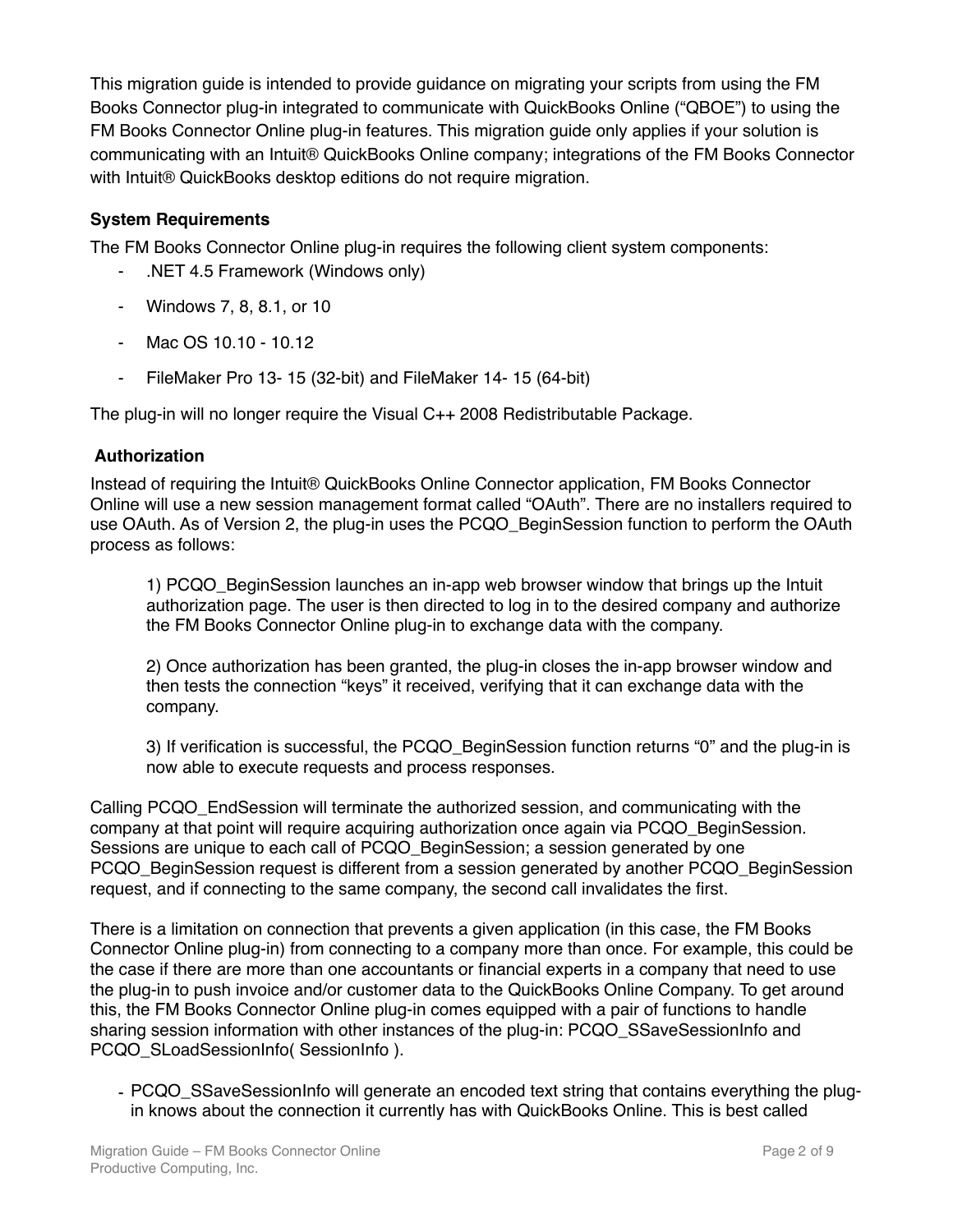This migration guide is intended to provide guidance on migrating your scripts from using the FM Books Connector plug-in integrated to communicate with QuickBooks Online ("QBOE") to using the FM Books Connector Online plug-in features. This migration guide only applies if your solution is communicating with an Intuit® QuickBooks Online company; integrations of the FM Books Connector with Intuit® QuickBooks desktop editions do not require migration.

**System Requirements**

The FM Books Connector Online plug-in requires the following client system components:

- .NET 4.5 Framework (Windows only)
- Windows 7, 8, 8.1, or 10
- Mac OS 10.10 - 10.12
- FileMaker Pro 13- 15 (32-bit) and FileMaker 14- 15 (64-bit)

The plug-in will no longer require the Visual C++ 2008 Redistributable Package.

**Authorization**

Instead of requiring the Intuit® QuickBooks Online Connector application, FM Books Connector Online will use a new session management format called "OAuth". There are no installers required to use OAuth. As of Version 2, the plug-in uses the PCQO_BeginSession function to perform the OAuth process as follows:

> 1) PCQO_BeginSession launches an in-app web browser window that brings up the Intuit authorization page. The user is then directed to log in to the desired company and authorize the FM Books Connector Online plug-in to exchange data with the company.
>
> 2) Once authorization has been granted, the plug-in closes the in-app browser window and then tests the connection "keys" it received, verifying that it can exchange data with the company.
>
> 3) If verification is successful, the PCQO_BeginSession function returns "0" and the plug-in is now able to execute requests and process responses.

Calling PCQO_EndSession will terminate the authorized session, and communicating with the company at that point will require acquiring authorization once again via PCQO_BeginSession. Sessions are unique to each call of PCQO_BeginSession; a session generated by one PCQO_BeginSession request is different from a session generated by another PCQO_BeginSession request, and if connecting to the same company, the second call invalidates the first.

There is a limitation on connection that prevents a given application (in this case, the FM Books Connector Online plug-in) from connecting to a company more than once. For example, this could be the case if there are more than one accountants or financial experts in a company that need to use the plug-in to push invoice and/or customer data to the QuickBooks Online Company. To get around this, the FM Books Connector Online plug-in comes equipped with a pair of functions to handle sharing session information with other instances of the plug-in: PCQO_SSaveSessionInfo and PCQO_SLoadSessionInfo( SessionInfo ).

- PCQO_SSaveSessionInfo will generate an encoded text string that contains everything the plug-in knows about the connection it currently has with QuickBooks Online. This is best called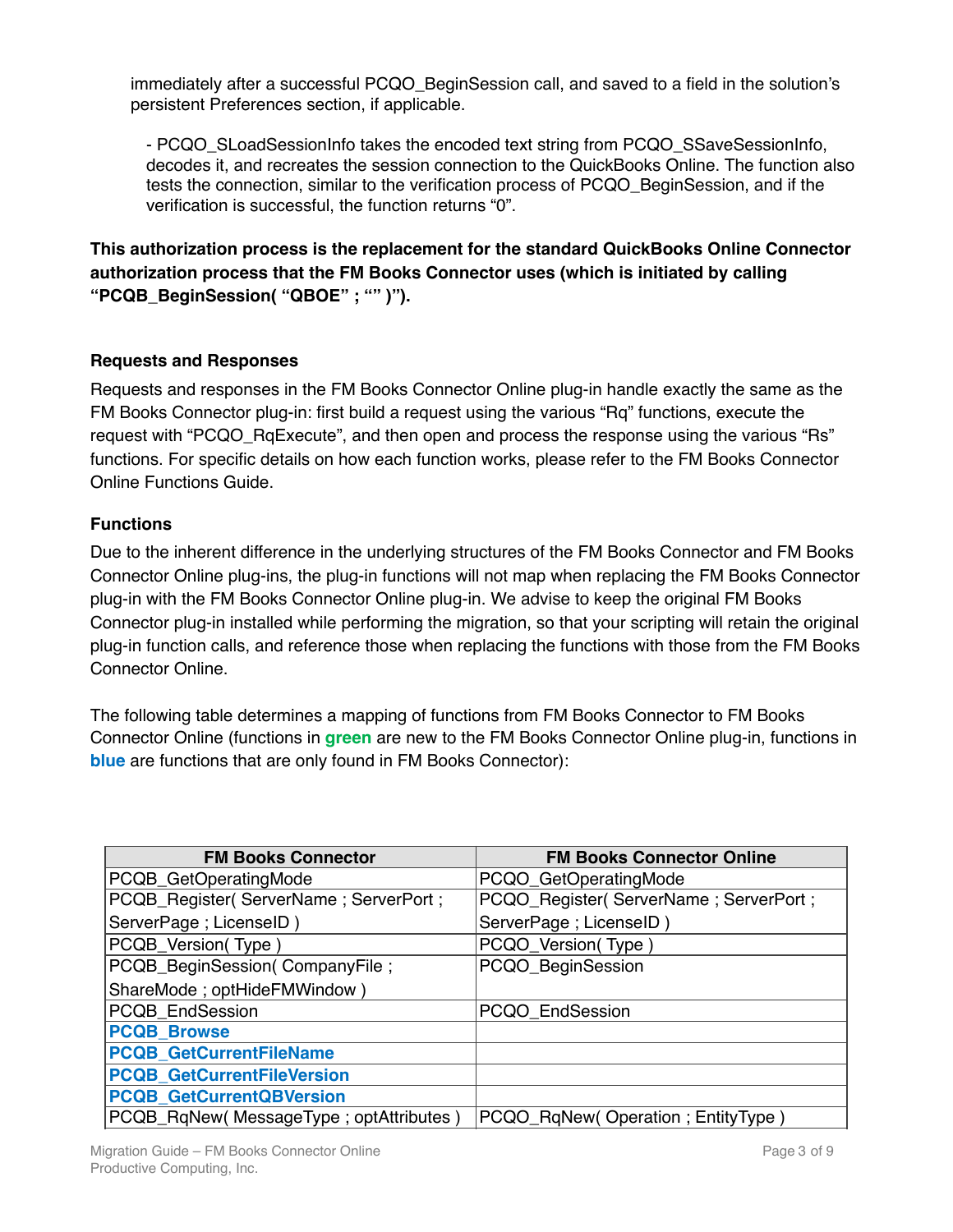immediately after a successful PCQO_BeginSession call, and saved to a field in the solution's persistent Preferences section, if applicable.

- PCQO_SLoadSessionInfo takes the encoded text string from PCQO_SSaveSessionInfo, decodes it, and recreates the session connection to the QuickBooks Online. The function also tests the connection, similar to the verification process of PCQO_BeginSession, and if the verification is successful, the function returns "0".

**This authorization process is the replacement for the standard QuickBooks Online Connector authorization process that the FM Books Connector uses (which is initiated by calling "PCQB_BeginSession( "QBOE" ; "" )").**

### Requests and Responses

Requests and responses in the FM Books Connector Online plug-in handle exactly the same as the FM Books Connector plug-in: first build a request using the various "Rq" functions, execute the request with "PCQO_RqExecute", and then open and process the response using the various "Rs" functions. For specific details on how each function works, please refer to the FM Books Connector Online Functions Guide.

### Functions

Due to the inherent difference in the underlying structures of the FM Books Connector and FM Books Connector Online plug-ins, the plug-in functions will not map when replacing the FM Books Connector plug-in with the FM Books Connector Online plug-in. We advise to keep the original FM Books Connector plug-in installed while performing the migration, so that your scripting will retain the original plug-in function calls, and reference those when replacing the functions with those from the FM Books Connector Online.

The following table determines a mapping of functions from FM Books Connector to FM Books Connector Online (functions in **green** are new to the FM Books Connector Online plug-in, functions in **blue** are functions that are only found in FM Books Connector):

| FM Books Connector | FM Books Connector Online |
|---|---|
| PCQB_GetOperatingMode | PCQO_GetOperatingMode |
| PCQB_Register( ServerName ; ServerPort ; ServerPage ; LicenseID ) | PCQO_Register( ServerName ; ServerPort ; ServerPage ; LicenseID ) |
| PCQB_Version( Type ) | PCQO_Version( Type ) |
| PCQB_BeginSession( CompanyFile ; ShareMode ; optHideFMWindow ) | PCQO_BeginSession |
| PCQB_EndSession | PCQO_EndSession |
| **PCQB_Browse** | |
| **PCQB_GetCurrentFileName** | |
| **PCQB_GetCurrentFileVersion** | |
| **PCQB_GetCurrentQBVersion** | |
| PCQB_RqNew( MessageType ; optAttributes ) | PCQO_RqNew( Operation ; EntityType ) |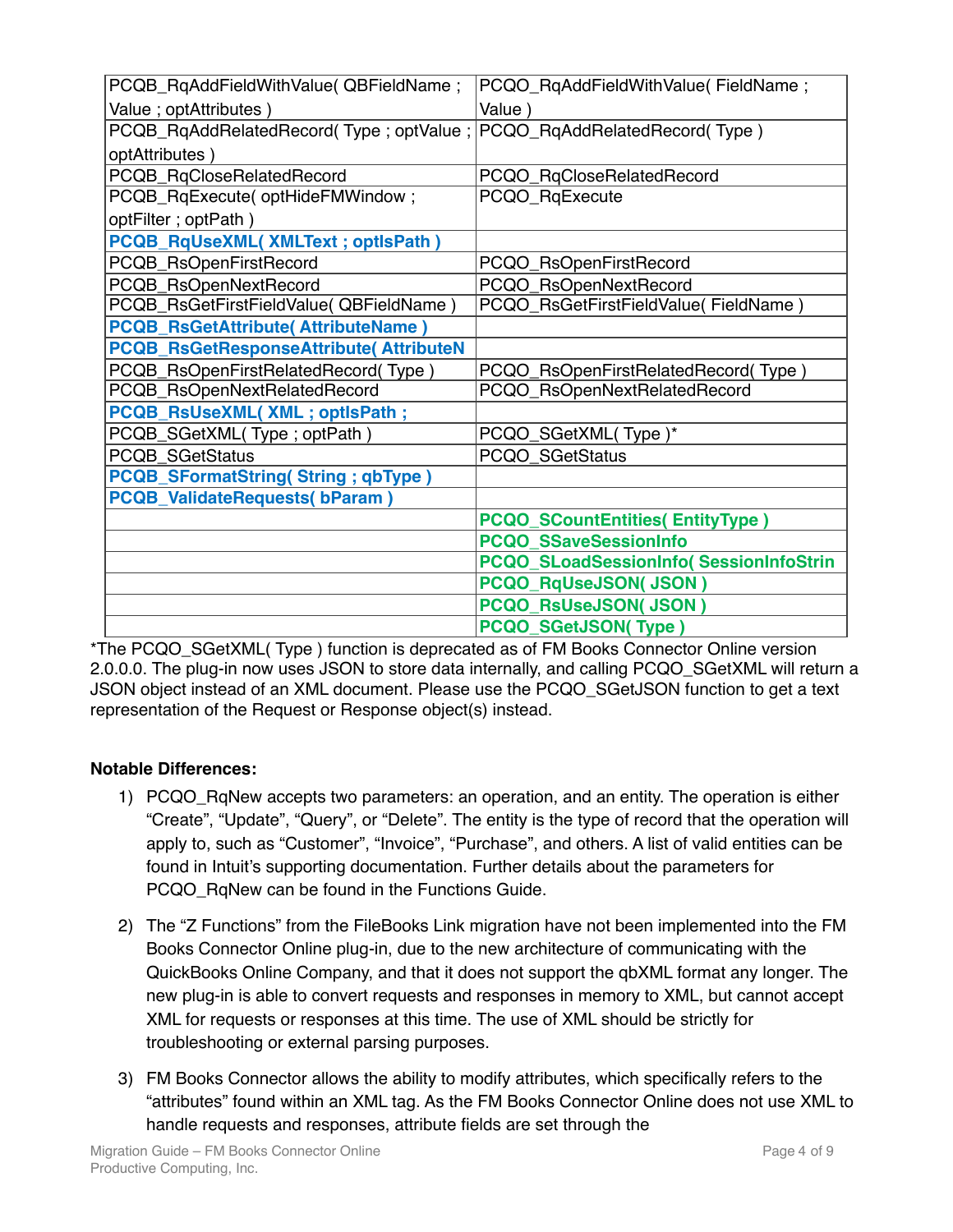| | |
|---|---|
| PCQB_RqAddFieldWithValue( QBFieldName ; Value ; optAttributes ) | PCQO_RqAddFieldWithValue( FieldName ; Value ) |
| PCQB_RqAddRelatedRecord( Type ; optValue ; optAttributes ) | PCQO_RqAddRelatedRecord( Type ) |
| PCQB_RqCloseRelatedRecord | PCQO_RqCloseRelatedRecord |
| PCQB_RqExecute( optHideFMWindow ; optFilter ; optPath ) | PCQO_RqExecute |
| **PCQB_RqUseXML( XMLText ; optIsPath )** | |
| PCQB_RsOpenFirstRecord | PCQO_RsOpenFirstRecord |
| PCQB_RsOpenNextRecord | PCQO_RsOpenNextRecord |
| PCQB_RsGetFirstFieldValue( QBFieldName ) | PCQO_RsGetFirstFieldValue( FieldName ) |
| **PCQB_RsGetAttribute( AttributeName )** | |
| **PCQB_RsGetResponseAttribute( AttributeN** | |
| PCQB_RsOpenFirstRelatedRecord( Type ) | PCQO_RsOpenFirstRelatedRecord( Type ) |
| PCQB_RsOpenNextRelatedRecord | PCQO_RsOpenNextRelatedRecord |
| **PCQB_RsUseXML( XML ; optIsPath ;** | |
| PCQB_SGetXML( Type ; optPath ) | PCQO_SGetXML( Type )* |
| PCQB_SGetStatus | PCQO_SGetStatus |
| **PCQB_SFormatString( String ; qbType )** | |
| **PCQB_ValidateRequests( bParam )** | |
| | **PCQO_SCountEntities( EntityType )** |
| | **PCQO_SSaveSessionInfo** |
| | **PCQO_SLoadSessionInfo( SessionInfoStrin** |
| | **PCQO_RqUseJSON( JSON )** |
| | **PCQO_RsUseJSON( JSON )** |
| | **PCQO_SGetJSON( Type )** |

*The PCQO_SGetXML( Type ) function is deprecated as of FM Books Connector Online version 2.0.0.0. The plug-in now uses JSON to store data internally, and calling PCQO_SGetXML will return a JSON object instead of an XML document. Please use the PCQO_SGetJSON function to get a text representation of the Request or Response object(s) instead.

**Notable Differences:**

1) PCQO_RqNew accepts two parameters: an operation, and an entity. The operation is either "Create", "Update", "Query", or "Delete". The entity is the type of record that the operation will apply to, such as "Customer", "Invoice", "Purchase", and others. A list of valid entities can be found in Intuit's supporting documentation. Further details about the parameters for PCQO_RqNew can be found in the Functions Guide.

2) The "Z Functions" from the FileBooks Link migration have not been implemented into the FM Books Connector Online plug-in, due to the new architecture of communicating with the QuickBooks Online Company, and that it does not support the qbXML format any longer. The new plug-in is able to convert requests and responses in memory to XML, but cannot accept XML for requests or responses at this time. The use of XML should be strictly for troubleshooting or external parsing purposes.

3) FM Books Connector allows the ability to modify attributes, which specifically refers to the "attributes" found within an XML tag. As the FM Books Connector Online does not use XML to handle requests and responses, attribute fields are set through the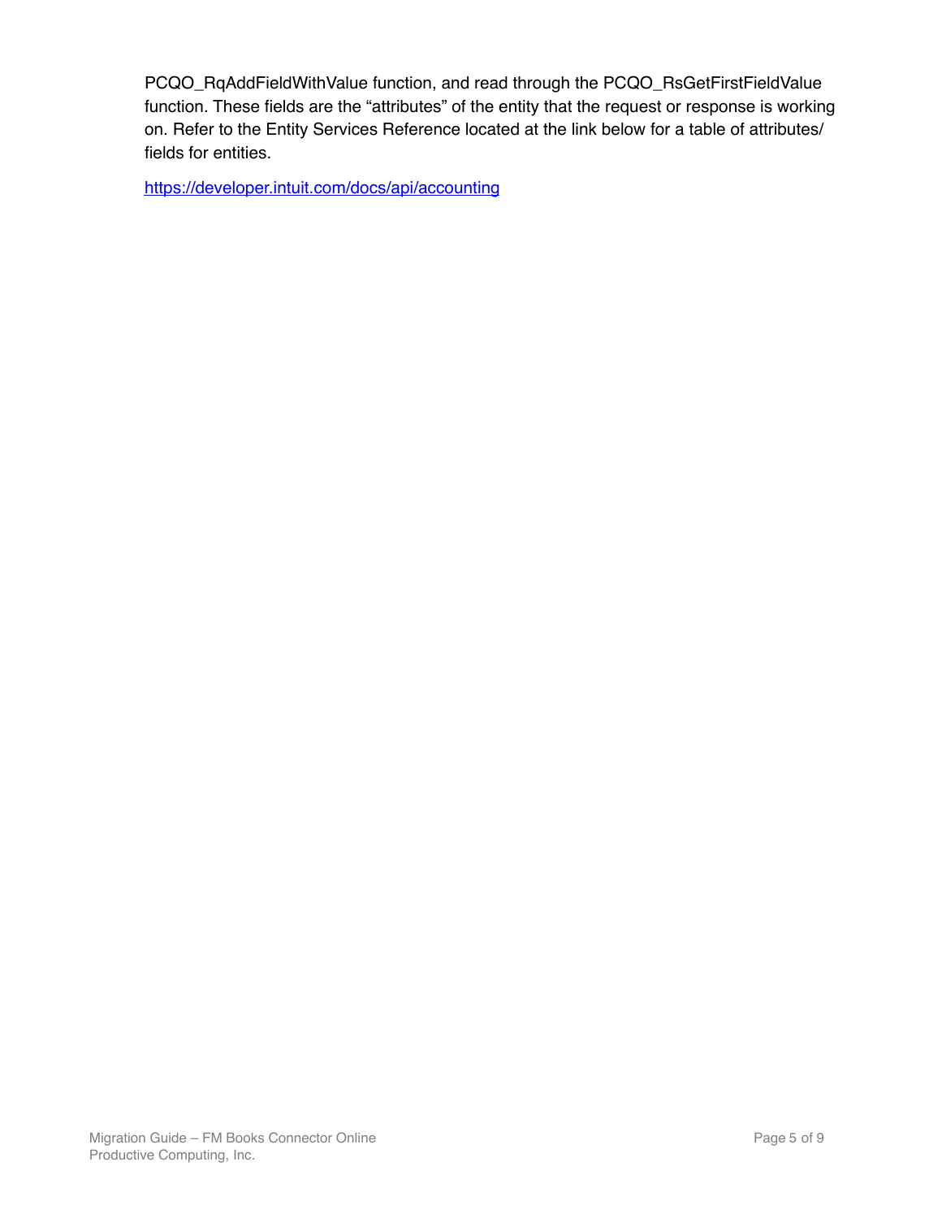PCQO_RqAddFieldWithValue function, and read through the PCQO_RsGetFirstFieldValue function. These fields are the “attributes” of the entity that the request or response is working on. Refer to the Entity Services Reference located at the link below for a table of attributes/fields for entities.

https://developer.intuit.com/docs/api/accounting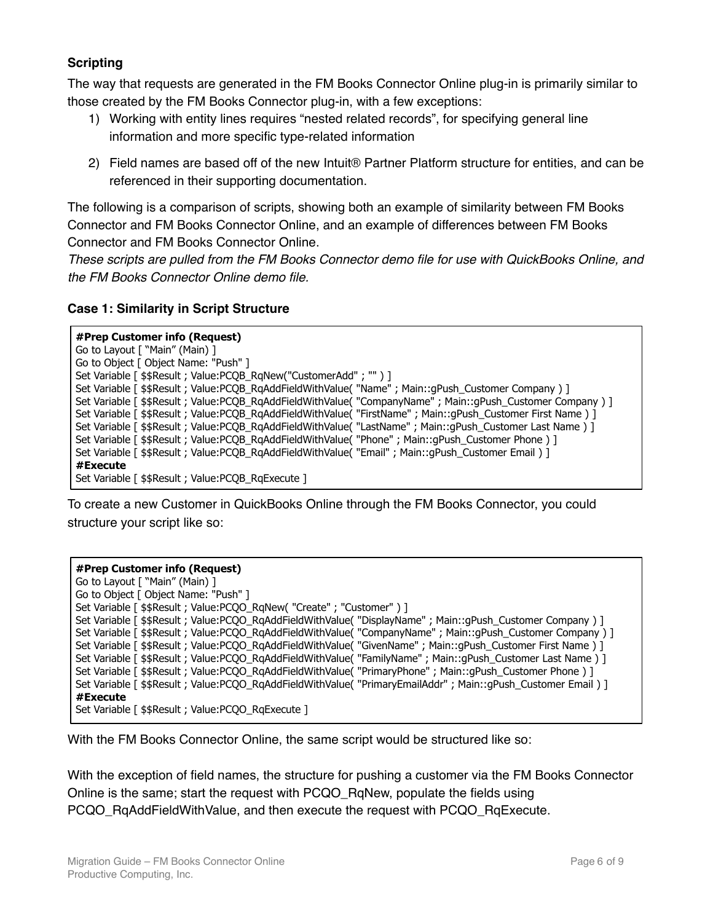### Scripting

The way that requests are generated in the FM Books Connector Online plug-in is primarily similar to those created by the FM Books Connector plug-in, with a few exceptions:

1) Working with entity lines requires "nested related records", for specifying general line information and more specific type-related information

2) Field names are based off of the new Intuit® Partner Platform structure for entities, and can be referenced in their supporting documentation.

The following is a comparison of scripts, showing both an example of similarity between FM Books Connector and FM Books Connector Online, and an example of differences between FM Books Connector and FM Books Connector Online.

*These scripts are pulled from the FM Books Connector demo file for use with QuickBooks Online, and the FM Books Connector Online demo file.*

#### Case 1: Similarity in Script Structure

```
#Prep Customer info (Request)
Go to Layout [ "Main" (Main) ]
Go to Object [ Object Name: "Push" ]
Set Variable [ $$Result ; Value:PCQB_RqNew("CustomerAdd" ; "" ) ]
Set Variable [ $$Result ; Value:PCQB_RqAddFieldWithValue( "Name" ; Main::gPush_Customer Company ) ]
Set Variable [ $$Result ; Value:PCQB_RqAddFieldWithValue( "CompanyName" ; Main::gPush_Customer Company ) ]
Set Variable [ $$Result ; Value:PCQB_RqAddFieldWithValue( "FirstName" ; Main::gPush_Customer First Name ) ]
Set Variable [ $$Result ; Value:PCQB_RqAddFieldWithValue( "LastName" ; Main::gPush_Customer Last Name ) ]
Set Variable [ $$Result ; Value:PCQB_RqAddFieldWithValue( "Phone" ; Main::gPush_Customer Phone ) ]
Set Variable [ $$Result ; Value:PCQB_RqAddFieldWithValue( "Email" ; Main::gPush_Customer Email ) ]
#Execute
Set Variable [ $$Result ; Value:PCQB_RqExecute ]
```

To create a new Customer in QuickBooks Online through the FM Books Connector, you could structure your script like so:

```
#Prep Customer info (Request)
Go to Layout [ "Main" (Main) ]
Go to Object [ Object Name: "Push" ]
Set Variable [ $$Result ; Value:PCQO_RqNew( "Create" ; "Customer" ) ]
Set Variable [ $$Result ; Value:PCQO_RqAddFieldWithValue( "DisplayName" ; Main::gPush_Customer Company ) ]
Set Variable [ $$Result ; Value:PCQO_RqAddFieldWithValue( "CompanyName" ; Main::gPush_Customer Company ) ]
Set Variable [ $$Result ; Value:PCQO_RqAddFieldWithValue( "GivenName" ; Main::gPush_Customer First Name ) ]
Set Variable [ $$Result ; Value:PCQO_RqAddFieldWithValue( "FamilyName" ; Main::gPush_Customer Last Name ) ]
Set Variable [ $$Result ; Value:PCQO_RqAddFieldWithValue( "PrimaryPhone" ; Main::gPush_Customer Phone ) ]
Set Variable [ $$Result ; Value:PCQO_RqAddFieldWithValue( "PrimaryEmailAddr" ; Main::gPush_Customer Email ) ]
#Execute
Set Variable [ $$Result ; Value:PCQO_RqExecute ]
```

With the FM Books Connector Online, the same script would be structured like so:

With the exception of field names, the structure for pushing a customer via the FM Books Connector Online is the same; start the request with PCQO_RqNew, populate the fields using PCQO_RqAddFieldWithValue, and then execute the request with PCQO_RqExecute.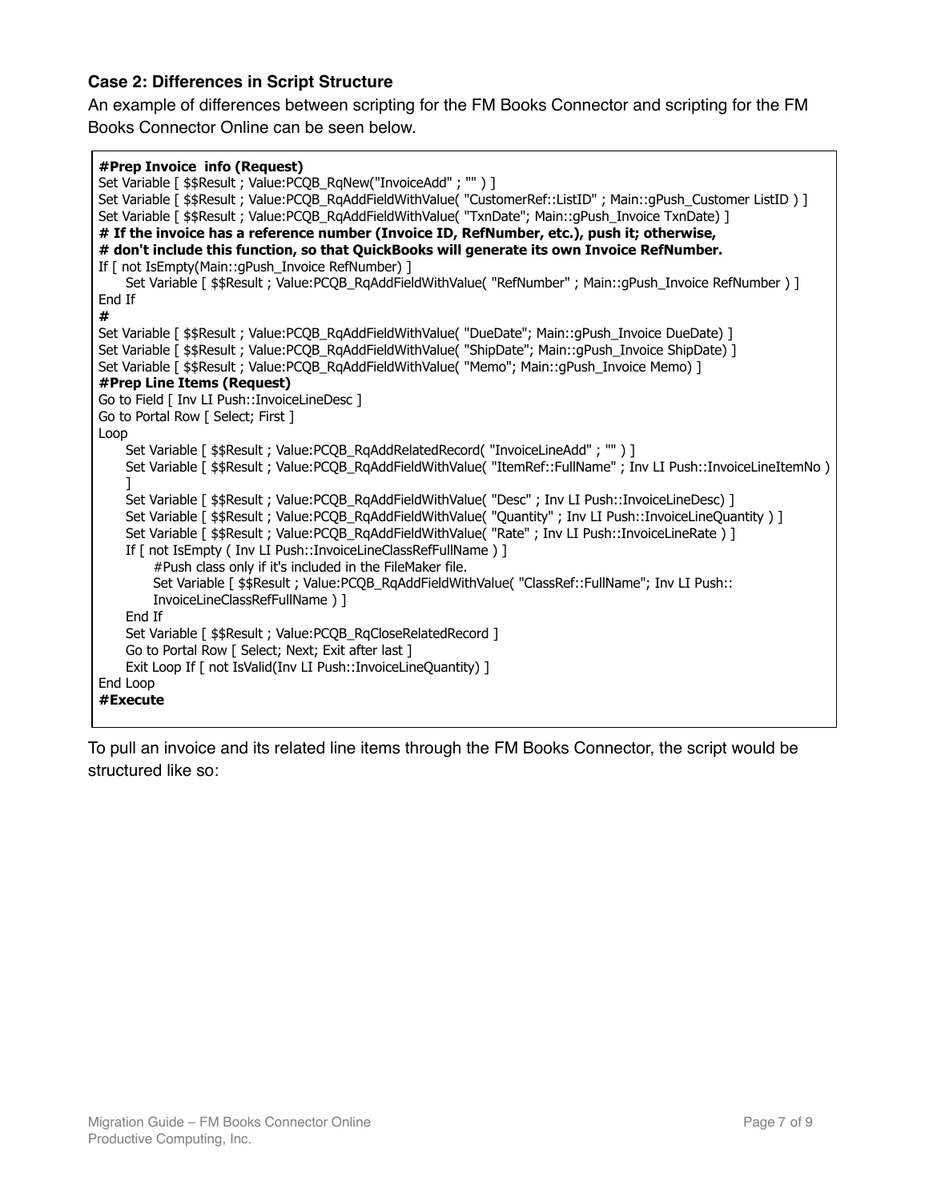### Case 2: Differences in Script Structure

An example of differences between scripting for the FM Books Connector and scripting for the FM Books Connector Online can be seen below.

```
#Prep Invoice  info (Request)
Set Variable [ $$Result ; Value:PCQB_RqNew("InvoiceAdd" ; "" ) ]
Set Variable [ $$Result ; Value:PCQB_RqAddFieldWithValue( "CustomerRef::ListID" ; Main::gPush_Customer ListID ) ]
Set Variable [ $$Result ; Value:PCQB_RqAddFieldWithValue( "TxnDate"; Main::gPush_Invoice TxnDate) ]
# If the invoice has a reference number (Invoice ID, RefNumber, etc.), push it; otherwise,
# don't include this function, so that QuickBooks will generate its own Invoice RefNumber.
If [ not IsEmpty(Main::gPush_Invoice RefNumber) ]
     Set Variable [ $$Result ; Value:PCQB_RqAddFieldWithValue( "RefNumber" ; Main::gPush_Invoice RefNumber ) ]
End If
#
Set Variable [ $$Result ; Value:PCQB_RqAddFieldWithValue( "DueDate"; Main::gPush_Invoice DueDate) ]
Set Variable [ $$Result ; Value:PCQB_RqAddFieldWithValue( "ShipDate"; Main::gPush_Invoice ShipDate) ]
Set Variable [ $$Result ; Value:PCQB_RqAddFieldWithValue( "Memo"; Main::gPush_Invoice Memo) ]
#Prep Line Items (Request)
Go to Field [ Inv LI Push::InvoiceLineDesc ]
Go to Portal Row [ Select; First ]
Loop
     Set Variable [ $$Result ; Value:PCQB_RqAddRelatedRecord( "InvoiceLineAdd" ; "" ) ]
     Set Variable [ $$Result ; Value:PCQB_RqAddFieldWithValue( "ItemRef::FullName" ; Inv LI Push::InvoiceLineItemNo )
     ]
     Set Variable [ $$Result ; Value:PCQB_RqAddFieldWithValue( "Desc" ; Inv LI Push::InvoiceLineDesc) ]
     Set Variable [ $$Result ; Value:PCQB_RqAddFieldWithValue( "Quantity" ; Inv LI Push::InvoiceLineQuantity ) ]
     Set Variable [ $$Result ; Value:PCQB_RqAddFieldWithValue( "Rate" ; Inv LI Push::InvoiceLineRate ) ]
     If [ not IsEmpty ( Inv LI Push::InvoiceLineClassRefFullName ) ]
          #Push class only if it's included in the FileMaker file.
          Set Variable [ $$Result ; Value:PCQB_RqAddFieldWithValue( "ClassRef::FullName"; Inv LI Push::
          InvoiceLineClassRefFullName ) ]
     End If
     Set Variable [ $$Result ; Value:PCQB_RqCloseRelatedRecord ]
     Go to Portal Row [ Select; Next; Exit after last ]
     Exit Loop If [ not IsValid(Inv LI Push::InvoiceLineQuantity) ]
End Loop
#Execute
```

To pull an invoice and its related line items through the FM Books Connector, the script would be structured like so: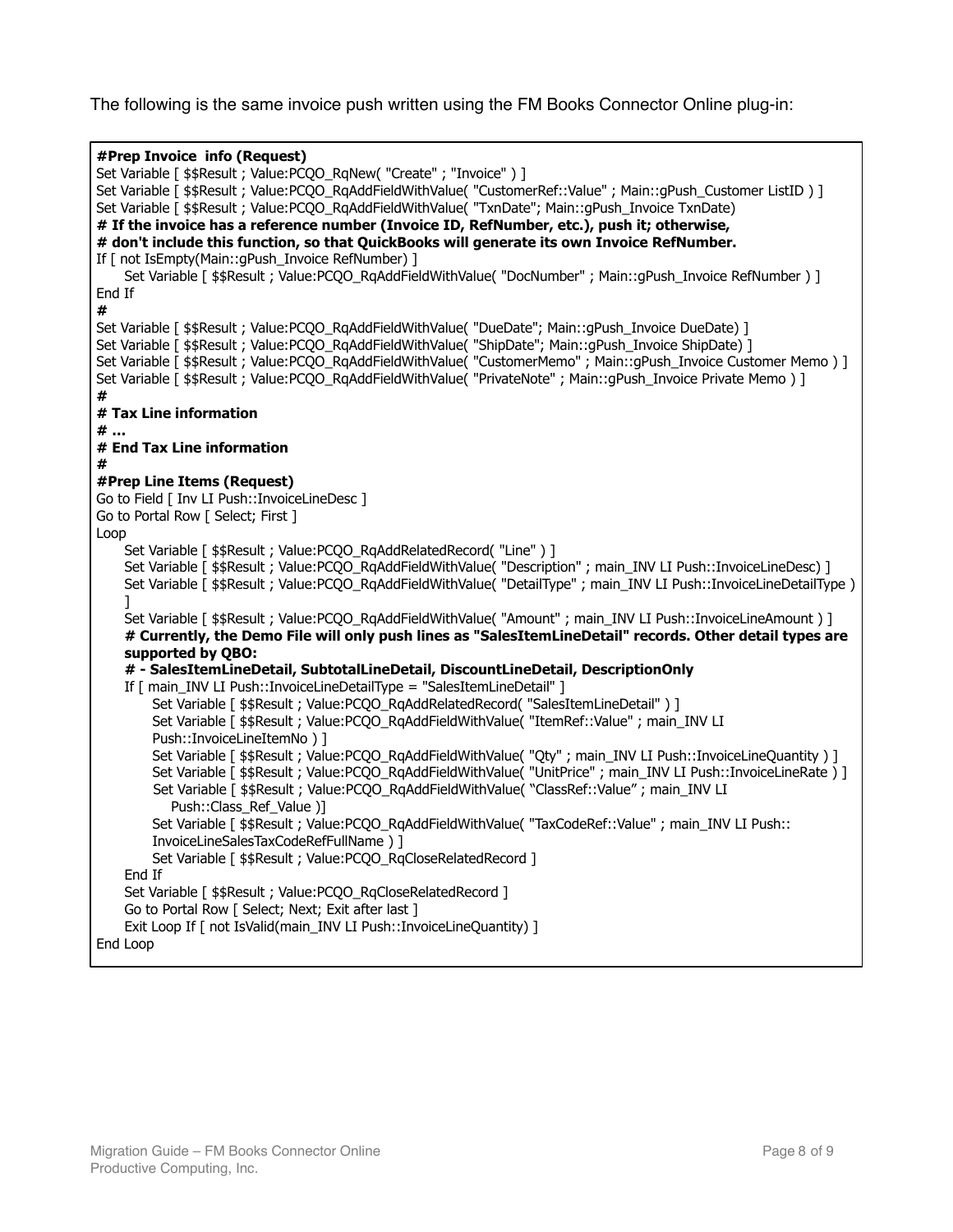The following is the same invoice push written using the FM Books Connector Online plug-in:

```
#Prep Invoice  info (Request)
Set Variable [ $$Result ; Value:PCQO_RqNew( "Create" ; "Invoice" ) ]
Set Variable [ $$Result ; Value:PCQO_RqAddFieldWithValue( "CustomerRef::Value" ; Main::gPush_Customer ListID ) ]
Set Variable [ $$Result ; Value:PCQO_RqAddFieldWithValue( "TxnDate"; Main::gPush_Invoice TxnDate)
# If the invoice has a reference number (Invoice ID, RefNumber, etc.), push it; otherwise,
# don't include this function, so that QuickBooks will generate its own Invoice RefNumber.
If [ not IsEmpty(Main::gPush_Invoice RefNumber) ]
     Set Variable [ $$Result ; Value:PCQO_RqAddFieldWithValue( "DocNumber" ; Main::gPush_Invoice RefNumber ) ]
End If
#
Set Variable [ $$Result ; Value:PCQO_RqAddFieldWithValue( "DueDate"; Main::gPush_Invoice DueDate) ]
Set Variable [ $$Result ; Value:PCQO_RqAddFieldWithValue( "ShipDate"; Main::gPush_Invoice ShipDate) ]
Set Variable [ $$Result ; Value:PCQO_RqAddFieldWithValue( "CustomerMemo" ; Main::gPush_Invoice Customer Memo ) ]
Set Variable [ $$Result ; Value:PCQO_RqAddFieldWithValue( "PrivateNote" ; Main::gPush_Invoice Private Memo ) ]
#
# Tax Line information
# ...
# End Tax Line information
#
#Prep Line Items (Request)
Go to Field [ Inv LI Push::InvoiceLineDesc ]
Go to Portal Row [ Select; First ]
Loop
     Set Variable [ $$Result ; Value:PCQO_RqAddRelatedRecord( "Line" ) ]
     Set Variable [ $$Result ; Value:PCQO_RqAddFieldWithValue( "Description" ; main_INV LI Push::InvoiceLineDesc) ]
     Set Variable [ $$Result ; Value:PCQO_RqAddFieldWithValue( "DetailType" ; main_INV LI Push::InvoiceLineDetailType )
     ]
     Set Variable [ $$Result ; Value:PCQO_RqAddFieldWithValue( "Amount" ; main_INV LI Push::InvoiceLineAmount ) ]
     # Currently, the Demo File will only push lines as "SalesItemLineDetail" records. Other detail types are
     supported by QBO:
     # - SalesItemLineDetail, SubtotalLineDetail, DiscountLineDetail, DescriptionOnly
     If [ main_INV LI Push::InvoiceLineDetailType = "SalesItemLineDetail" ]
          Set Variable [ $$Result ; Value:PCQO_RqAddRelatedRecord( "SalesItemLineDetail" ) ]
          Set Variable [ $$Result ; Value:PCQO_RqAddFieldWithValue( "ItemRef::Value" ; main_INV LI
          Push::InvoiceLineItemNo ) ]
          Set Variable [ $$Result ; Value:PCQO_RqAddFieldWithValue( "Qty" ; main_INV LI Push::InvoiceLineQuantity ) ]
          Set Variable [ $$Result ; Value:PCQO_RqAddFieldWithValue( "UnitPrice" ; main_INV LI Push::InvoiceLineRate ) ]
          Set Variable [ $$Result ; Value:PCQO_RqAddFieldWithValue( "ClassRef::Value" ; main_INV LI
             Push::Class_Ref_Value )]
          Set Variable [ $$Result ; Value:PCQO_RqAddFieldWithValue( "TaxCodeRef::Value" ; main_INV LI Push::
          InvoiceLineSalesTaxCodeRefFullName ) ]
          Set Variable [ $$Result ; Value:PCQO_RqCloseRelatedRecord ]
     End If
     Set Variable [ $$Result ; Value:PCQO_RqCloseRelatedRecord ]
     Go to Portal Row [ Select; Next; Exit after last ]
     Exit Loop If [ not IsValid(main_INV LI Push::InvoiceLineQuantity) ]
End Loop
```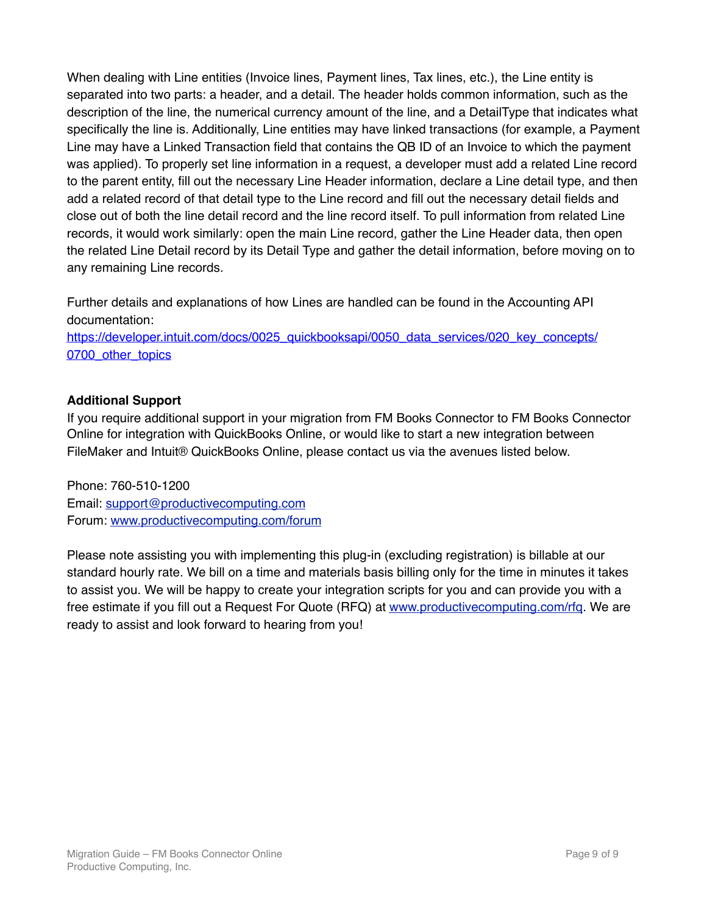When dealing with Line entities (Invoice lines, Payment lines, Tax lines, etc.), the Line entity is separated into two parts: a header, and a detail. The header holds common information, such as the description of the line, the numerical currency amount of the line, and a DetailType that indicates what specifically the line is. Additionally, Line entities may have linked transactions (for example, a Payment Line may have a Linked Transaction field that contains the QB ID of an Invoice to which the payment was applied). To properly set line information in a request, a developer must add a related Line record to the parent entity, fill out the necessary Line Header information, declare a Line detail type, and then add a related record of that detail type to the Line record and fill out the necessary detail fields and close out of both the line detail record and the line record itself. To pull information from related Line records, it would work similarly: open the main Line record, gather the Line Header data, then open the related Line Detail record by its Detail Type and gather the detail information, before moving on to any remaining Line records.

Further details and explanations of how Lines are handled can be found in the Accounting API documentation:
[https://developer.intuit.com/docs/0025_quickbooksapi/0050_data_services/020_key_concepts/0700_other_topics](https://developer.intuit.com/docs/0025_quickbooksapi/0050_data_services/020_key_concepts/0700_other_topics)

**Additional Support**

If you require additional support in your migration from FM Books Connector to FM Books Connector Online for integration with QuickBooks Online, or would like to start a new integration between FileMaker and Intuit® QuickBooks Online, please contact us via the avenues listed below.

Phone: 760-510-1200
Email: [support@productivecomputing.com](mailto:support@productivecomputing.com)
Forum: [www.productivecomputing.com/forum](http://www.productivecomputing.com/forum)

Please note assisting you with implementing this plug-in (excluding registration) is billable at our standard hourly rate. We bill on a time and materials basis billing only for the time in minutes it takes to assist you. We will be happy to create your integration scripts for you and can provide you with a free estimate if you fill out a Request For Quote (RFQ) at [www.productivecomputing.com/rfq](http://www.productivecomputing.com/rfq). We are ready to assist and look forward to hearing from you!